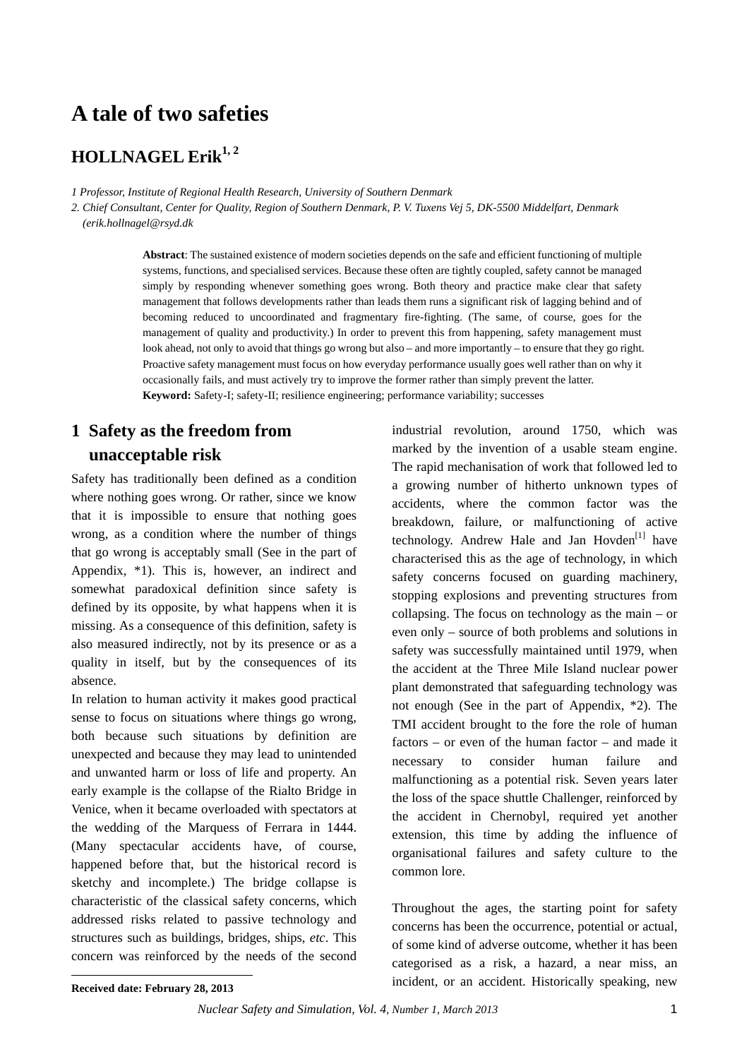# A tale of two safeties

## HOLLNAGEL Erik[1, 2]

*1 Professor, Institute of Regional Health Research, University of Southern Denmark*

*2. Chief Consultant, Center for Quality, Region of Southern Denmark, P. V. Tuxens Vej 5, DK-5500 Middelfart, Denmark (erik.hollnagel@rsyd.dk*

**Abstract**: The sustained existence of modern societies depends on the safe and efficient functioning of multiple systems, functions, and specialised services. Because these often are tightly coupled, safety cannot be managed simply by responding whenever something goes wrong. Both theory and practice make clear that safety management that follows developments rather than leads them runs a significant risk of lagging behind and of becoming reduced to uncoordinated and fragmentary fire-fighting. (The same, of course, goes for the management of quality and productivity.) In order to prevent this from happening, safety management must look ahead, not only to avoid that things go wrong but also – and more importantly – to ensure that they go right. Proactive safety management must focus on how everyday performance usually goes well rather than on why it occasionally fails, and must actively try to improve the former rather than simply prevent the latter.

**Keyword:** Safety-I; safety-II; resilience engineering; performance variability; successes

## 1 Safety as the freedom from unacceptable risk

Safety has traditionally been defined as a condition where nothing goes wrong. Or rather, since we know that it is impossible to ensure that nothing goes wrong, as a condition where the number of things that go wrong is acceptably small (See in the part of Appendix, *1). This is, however, an indirect and somewhat paradoxical definition since safety is defined by its opposite, by what happens when it is missing. As a consequence of this definition, safety is also measured indirectly, not by its presence or as a quality in itself, but by the consequences of its absence.

In relation to human activity it makes good practical sense to focus on situations where things go wrong, both because such situations by definition are unexpected and because they may lead to unintended and unwanted harm or loss of life and property. An early example is the collapse of the Rialto Bridge in Venice, when it became overloaded with spectators at the wedding of the Marquess of Ferrara in 1444. (Many spectacular accidents have, of course, happened before that, but the historical record is sketchy and incomplete.) The bridge collapse is characteristic of the classical safety concerns, which addressed risks related to passive technology and structures such as buildings, bridges, ships, *etc*. This concern was reinforced by the needs of the second industrial revolution, around 1750, which was marked by the invention of a usable steam engine. The rapid mechanisation of work that followed led to a growing number of hitherto unknown types of accidents, where the common factor was the breakdown, failure, or malfunctioning of active technology. Andrew Hale and Jan Hovden[1] have characterised this as the age of technology, in which safety concerns focused on guarding machinery, stopping explosions and preventing structures from collapsing. The focus on technology as the main – or even only – source of both problems and solutions in safety was successfully maintained until 1979, when the accident at the Three Mile Island nuclear power plant demonstrated that safeguarding technology was not enough (See in the part of Appendix, *2). The TMI accident brought to the fore the role of human factors – or even of the human factor – and made it necessary to consider human failure and malfunctioning as a potential risk. Seven years later the loss of the space shuttle Challenger, reinforced by the accident in Chernobyl, required yet another extension, this time by adding the influence of organisational failures and safety culture to the common lore.

Throughout the ages, the starting point for safety concerns has been the occurrence, potential or actual, of some kind of adverse outcome, whether it has been categorised as a risk, a hazard, a near miss, an incident, or an accident. Historically speaking, new

**Received date: February 28, 2013**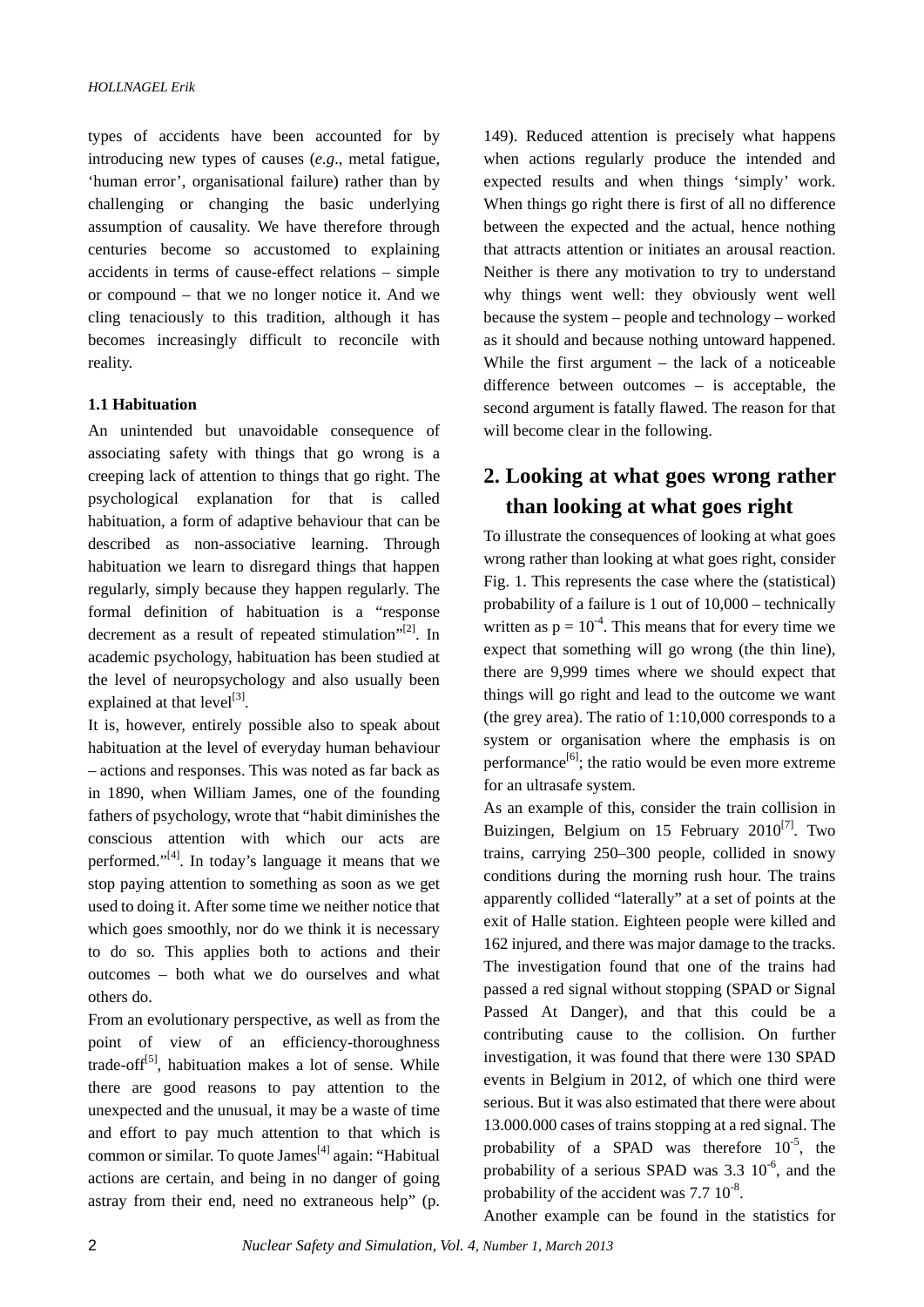types of accidents have been accounted for by introducing new types of causes (*e.g*., metal fatigue, 'human error', organisational failure) rather than by challenging or changing the basic underlying assumption of causality. We have therefore through centuries become so accustomed to explaining accidents in terms of cause-effect relations – simple or compound – that we no longer notice it. And we cling tenaciously to this tradition, although it has becomes increasingly difficult to reconcile with reality.

### 1.1 Habituation

An unintended but unavoidable consequence of associating safety with things that go wrong is a creeping lack of attention to things that go right. The psychological explanation for that is called habituation, a form of adaptive behaviour that can be described as non-associative learning. Through habituation we learn to disregard things that happen regularly, simply because they happen regularly. The formal definition of habituation is a "response decrement as a result of repeated stimulation"[2]. In academic psychology, habituation has been studied at the level of neuropsychology and also usually been explained at that level[3].

It is, however, entirely possible also to speak about habituation at the level of everyday human behaviour – actions and responses. This was noted as far back as in 1890, when William James, one of the founding fathers of psychology, wrote that "habit diminishes the conscious attention with which our acts are performed."[4]. In today's language it means that we stop paying attention to something as soon as we get used to doing it. After some time we neither notice that which goes smoothly, nor do we think it is necessary to do so. This applies both to actions and their outcomes – both what we do ourselves and what others do.

From an evolutionary perspective, as well as from the point of view of an efficiency-thoroughness trade-off[5], habituation makes a lot of sense. While there are good reasons to pay attention to the unexpected and the unusual, it may be a waste of time and effort to pay much attention to that which is common or similar. To quote James[4] again: "Habitual actions are certain, and being in no danger of going astray from their end, need no extraneous help" (p. 149). Reduced attention is precisely what happens when actions regularly produce the intended and expected results and when things 'simply' work. When things go right there is first of all no difference between the expected and the actual, hence nothing that attracts attention or initiates an arousal reaction. Neither is there any motivation to try to understand why things went well: they obviously went well because the system – people and technology – worked as it should and because nothing untoward happened. While the first argument – the lack of a noticeable difference between outcomes – is acceptable, the second argument is fatally flawed. The reason for that will become clear in the following.

## 2. Looking at what goes wrong rather than looking at what goes right

To illustrate the consequences of looking at what goes wrong rather than looking at what goes right, consider Fig. 1. This represents the case where the (statistical) probability of a failure is 1 out of 10,000 – technically written as $p = 10^{-4}$. This means that for every time we expect that something will go wrong (the thin line), there are 9,999 times where we should expect that things will go right and lead to the outcome we want (the grey area). The ratio of 1:10,000 corresponds to a system or organisation where the emphasis is on performance[6]; the ratio would be even more extreme for an ultrasafe system.

As an example of this, consider the train collision in Buizingen, Belgium on 15 February 2010[7]. Two trains, carrying 250–300 people, collided in snowy conditions during the morning rush hour. The trains apparently collided "laterally" at a set of points at the exit of Halle station. Eighteen people were killed and 162 injured, and there was major damage to the tracks. The investigation found that one of the trains had passed a red signal without stopping (SPAD or Signal Passed At Danger), and that this could be a contributing cause to the collision. On further investigation, it was found that there were 130 SPAD events in Belgium in 2012, of which one third were serious. But it was also estimated that there were about 13.000.000 cases of trains stopping at a red signal. The probability of a SPAD was therefore $10^{-5}$, the probability of a serious SPAD was $3.3\ 10^{-6}$, and the probability of the accident was $7.7\ 10^{-8}$.

Another example can be found in the statistics for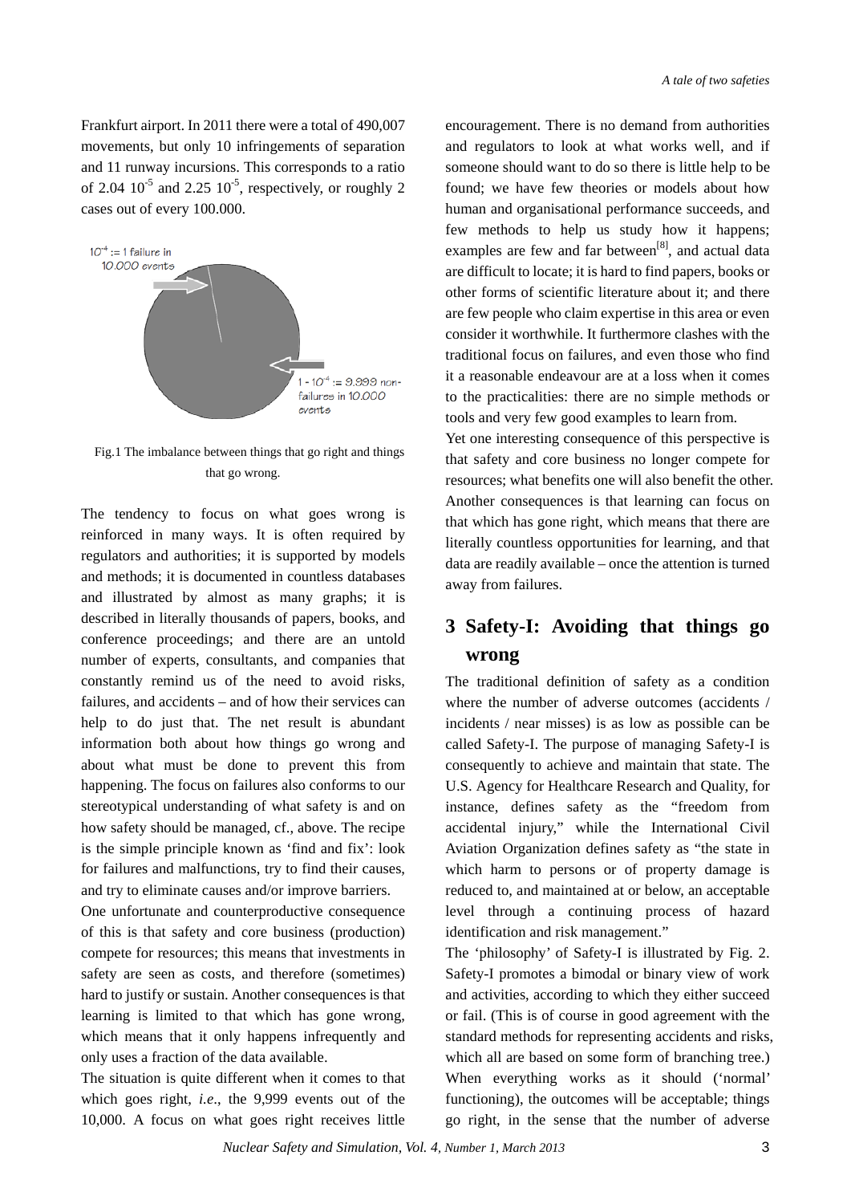Frankfurt airport. In 2011 there were a total of 490,007 movements, but only 10 infringements of separation and 11 runway incursions. This corresponds to a ratio of 2.04 $10^{-5}$ and 2.25 $10^{-5}$, respectively, or roughly 2 cases out of every 100.000.

$10^{-4}$ := 1 failure in 10.000 events

1 - $10^{-4}$ := 9.999 non-failures in 10.000 events

Fig.1 The imbalance between things that go right and things that go wrong.

The tendency to focus on what goes wrong is reinforced in many ways. It is often required by regulators and authorities; it is supported by models and methods; it is documented in countless databases and illustrated by almost as many graphs; it is described in literally thousands of papers, books, and conference proceedings; and there are an untold number of experts, consultants, and companies that constantly remind us of the need to avoid risks, failures, and accidents – and of how their services can help to do just that. The net result is abundant information both about how things go wrong and about what must be done to prevent this from happening. The focus on failures also conforms to our stereotypical understanding of what safety is and on how safety should be managed, cf., above. The recipe is the simple principle known as 'find and fix': look for failures and malfunctions, try to find their causes, and try to eliminate causes and/or improve barriers.

One unfortunate and counterproductive consequence of this is that safety and core business (production) compete for resources; this means that investments in safety are seen as costs, and therefore (sometimes) hard to justify or sustain. Another consequences is that learning is limited to that which has gone wrong, which means that it only happens infrequently and only uses a fraction of the data available.

The situation is quite different when it comes to that which goes right, *i.e*., the 9,999 events out of the 10,000. A focus on what goes right receives little encouragement. There is no demand from authorities and regulators to look at what works well, and if someone should want to do so there is little help to be found; we have few theories or models about how human and organisational performance succeeds, and few methods to help us study how it happens; examples are few and far between[8], and actual data are difficult to locate; it is hard to find papers, books or other forms of scientific literature about it; and there are few people who claim expertise in this area or even consider it worthwhile. It furthermore clashes with the traditional focus on failures, and even those who find it a reasonable endeavour are at a loss when it comes to the practicalities: there are no simple methods or tools and very few good examples to learn from.

Yet one interesting consequence of this perspective is that safety and core business no longer compete for resources; what benefits one will also benefit the other. Another consequences is that learning can focus on that which has gone right, which means that there are literally countless opportunities for learning, and that data are readily available – once the attention is turned away from failures.

## 3 Safety-I: Avoiding that things go wrong

The traditional definition of safety as a condition where the number of adverse outcomes (accidents / incidents / near misses) is as low as possible can be called Safety-I. The purpose of managing Safety-I is consequently to achieve and maintain that state. The U.S. Agency for Healthcare Research and Quality, for instance, defines safety as the "freedom from accidental injury," while the International Civil Aviation Organization defines safety as "the state in which harm to persons or of property damage is reduced to, and maintained at or below, an acceptable level through a continuing process of hazard identification and risk management."

The 'philosophy' of Safety-I is illustrated by Fig. 2. Safety-I promotes a bimodal or binary view of work and activities, according to which they either succeed or fail. (This is of course in good agreement with the standard methods for representing accidents and risks, which all are based on some form of branching tree.) When everything works as it should ('normal' functioning), the outcomes will be acceptable; things go right, in the sense that the number of adverse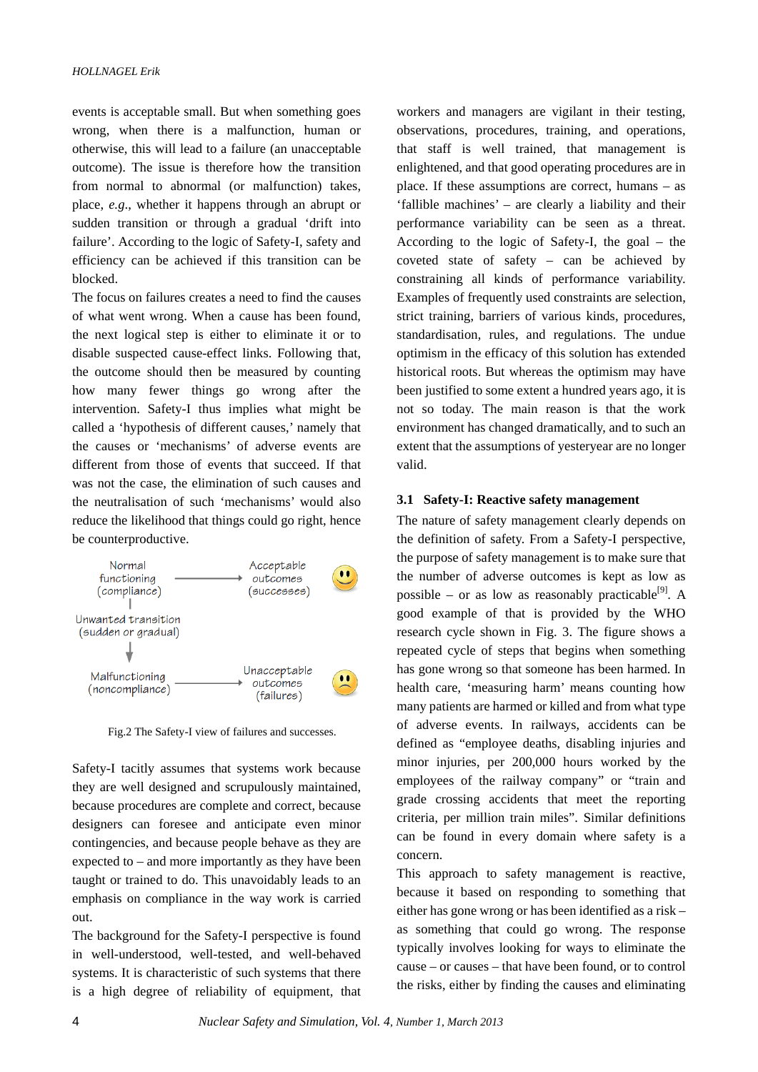events is acceptable small. But when something goes wrong, when there is a malfunction, human or otherwise, this will lead to a failure (an unacceptable outcome). The issue is therefore how the transition from normal to abnormal (or malfunction) takes, place, *e.g.*, whether it happens through an abrupt or sudden transition or through a gradual 'drift into failure'. According to the logic of Safety-I, safety and efficiency can be achieved if this transition can be blocked.

The focus on failures creates a need to find the causes of what went wrong. When a cause has been found, the next logical step is either to eliminate it or to disable suspected cause-effect links. Following that, the outcome should then be measured by counting how many fewer things go wrong after the intervention. Safety-I thus implies what might be called a 'hypothesis of different causes,' namely that the causes or 'mechanisms' of adverse events are different from those of events that succeed. If that was not the case, the elimination of such causes and the neutralisation of such 'mechanisms' would also reduce the likelihood that things could go right, hence be counterproductive.

Normal functioning (compliance)
Acceptable outcomes (successes)
Unwanted transition (sudden or gradual)
Malfunctioning (noncompliance)
Unacceptable outcomes (failures)

Fig.2 The Safety-I view of failures and successes.

Safety-I tacitly assumes that systems work because they are well designed and scrupulously maintained, because procedures are complete and correct, because designers can foresee and anticipate even minor contingencies, and because people behave as they are expected to – and more importantly as they have been taught or trained to do. This unavoidably leads to an emphasis on compliance in the way work is carried out.

The background for the Safety-I perspective is found in well-understood, well-tested, and well-behaved systems. It is characteristic of such systems that there is a high degree of reliability of equipment, that workers and managers are vigilant in their testing, observations, procedures, training, and operations, that staff is well trained, that management is enlightened, and that good operating procedures are in place. If these assumptions are correct, humans – as 'fallible machines' – are clearly a liability and their performance variability can be seen as a threat. According to the logic of Safety-I, the goal – the coveted state of safety – can be achieved by constraining all kinds of performance variability. Examples of frequently used constraints are selection, strict training, barriers of various kinds, procedures, standardisation, rules, and regulations. The undue optimism in the efficacy of this solution has extended historical roots. But whereas the optimism may have been justified to some extent a hundred years ago, it is not so today. The main reason is that the work environment has changed dramatically, and to such an extent that the assumptions of yesteryear are no longer valid.

### 3.1 Safety-I: Reactive safety management

The nature of safety management clearly depends on the definition of safety. From a Safety-I perspective, the purpose of safety management is to make sure that the number of adverse outcomes is kept as low as possible – or as low as reasonably practicable[9]. A good example of that is provided by the WHO research cycle shown in Fig. 3. The figure shows a repeated cycle of steps that begins when something has gone wrong so that someone has been harmed. In health care, 'measuring harm' means counting how many patients are harmed or killed and from what type of adverse events. In railways, accidents can be defined as "employee deaths, disabling injuries and minor injuries, per 200,000 hours worked by the employees of the railway company" or "train and grade crossing accidents that meet the reporting criteria, per million train miles". Similar definitions can be found in every domain where safety is a concern.

This approach to safety management is reactive, because it based on responding to something that either has gone wrong or has been identified as a risk – as something that could go wrong. The response typically involves looking for ways to eliminate the cause – or causes – that have been found, or to control the risks, either by finding the causes and eliminating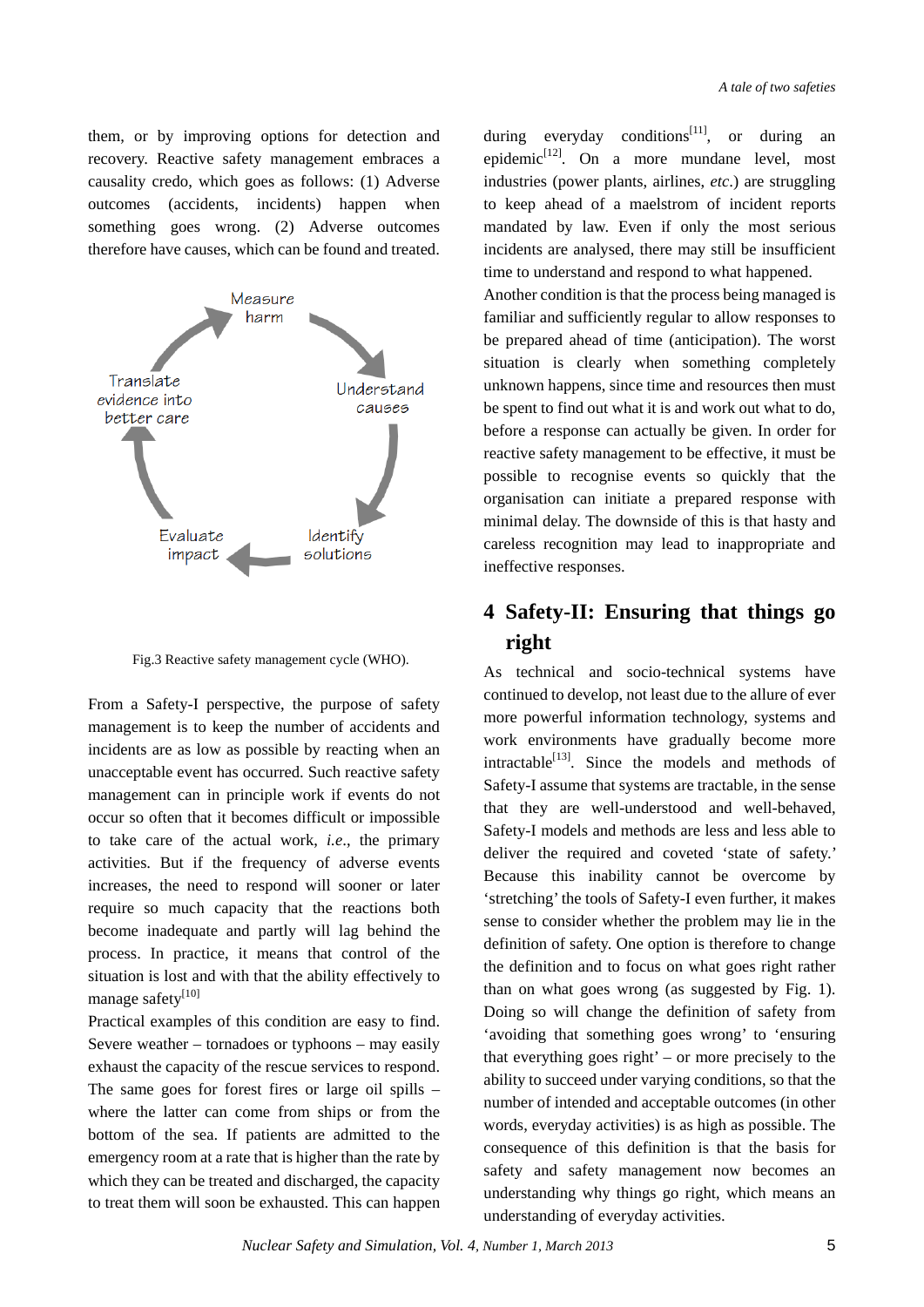them, or by improving options for detection and recovery. Reactive safety management embraces a causality credo, which goes as follows: (1) Adverse outcomes (accidents, incidents) happen when something goes wrong. (2) Adverse outcomes therefore have causes, which can be found and treated.

Measure harm

Understand causes

Identify solutions

Evaluate impact

Translate evidence into better care

Fig.3 Reactive safety management cycle (WHO).

From a Safety-I perspective, the purpose of safety management is to keep the number of accidents and incidents are as low as possible by reacting when an unacceptable event has occurred. Such reactive safety management can in principle work if events do not occur so often that it becomes difficult or impossible to take care of the actual work, *i.e.*, the primary activities. But if the frequency of adverse events increases, the need to respond will sooner or later require so much capacity that the reactions both become inadequate and partly will lag behind the process. In practice, it means that control of the situation is lost and with that the ability effectively to manage safety[10]

Practical examples of this condition are easy to find. Severe weather – tornadoes or typhoons – may easily exhaust the capacity of the rescue services to respond. The same goes for forest fires or large oil spills – where the latter can come from ships or from the bottom of the sea. If patients are admitted to the emergency room at a rate that is higher than the rate by which they can be treated and discharged, the capacity to treat them will soon be exhausted. This can happen during everyday conditions[11], or during an epidemic[12]. On a more mundane level, most industries (power plants, airlines, *etc.*) are struggling to keep ahead of a maelstrom of incident reports mandated by law. Even if only the most serious incidents are analysed, there may still be insufficient time to understand and respond to what happened.

Another condition is that the process being managed is familiar and sufficiently regular to allow responses to be prepared ahead of time (anticipation). The worst situation is clearly when something completely unknown happens, since time and resources then must be spent to find out what it is and work out what to do, before a response can actually be given. In order for reactive safety management to be effective, it must be possible to recognise events so quickly that the organisation can initiate a prepared response with minimal delay. The downside of this is that hasty and careless recognition may lead to inappropriate and ineffective responses.

## 4 Safety-II: Ensuring that things go right

As technical and socio-technical systems have continued to develop, not least due to the allure of ever more powerful information technology, systems and work environments have gradually become more intractable[13]. Since the models and methods of Safety-I assume that systems are tractable, in the sense that they are well-understood and well-behaved, Safety-I models and methods are less and less able to deliver the required and coveted 'state of safety.' Because this inability cannot be overcome by 'stretching' the tools of Safety-I even further, it makes sense to consider whether the problem may lie in the definition of safety. One option is therefore to change the definition and to focus on what goes right rather than on what goes wrong (as suggested by Fig. 1). Doing so will change the definition of safety from 'avoiding that something goes wrong' to 'ensuring that everything goes right' – or more precisely to the ability to succeed under varying conditions, so that the number of intended and acceptable outcomes (in other words, everyday activities) is as high as possible. The consequence of this definition is that the basis for safety and safety management now becomes an understanding why things go right, which means an understanding of everyday activities.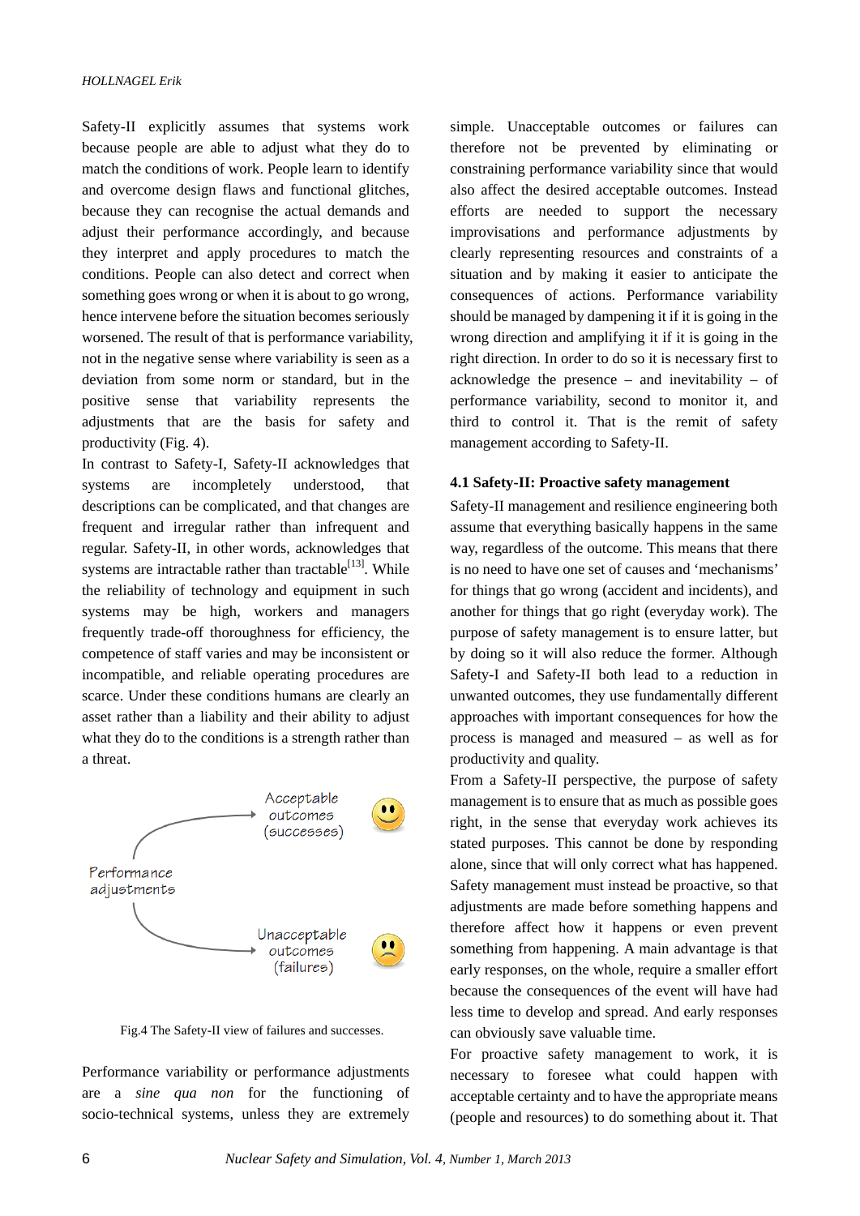Safety-II explicitly assumes that systems work because people are able to adjust what they do to match the conditions of work. People learn to identify and overcome design flaws and functional glitches, because they can recognise the actual demands and adjust their performance accordingly, and because they interpret and apply procedures to match the conditions. People can also detect and correct when something goes wrong or when it is about to go wrong, hence intervene before the situation becomes seriously worsened. The result of that is performance variability, not in the negative sense where variability is seen as a deviation from some norm or standard, but in the positive sense that variability represents the adjustments that are the basis for safety and productivity (Fig. 4).

In contrast to Safety-I, Safety-II acknowledges that systems are incompletely understood, that descriptions can be complicated, and that changes are frequent and irregular rather than infrequent and regular. Safety-II, in other words, acknowledges that systems are intractable rather than tractable[13]. While the reliability of technology and equipment in such systems may be high, workers and managers frequently trade-off thoroughness for efficiency, the competence of staff varies and may be inconsistent or incompatible, and reliable operating procedures are scarce. Under these conditions humans are clearly an asset rather than a liability and their ability to adjust what they do to the conditions is a strength rather than a threat.

Acceptable outcomes (successes)

Performance adjustments

Unacceptable outcomes (failures)

Fig.4 The Safety-II view of failures and successes.

Performance variability or performance adjustments are a *sine qua non* for the functioning of socio-technical systems, unless they are extremely simple. Unacceptable outcomes or failures can therefore not be prevented by eliminating or constraining performance variability since that would also affect the desired acceptable outcomes. Instead efforts are needed to support the necessary improvisations and performance adjustments by clearly representing resources and constraints of a situation and by making it easier to anticipate the consequences of actions. Performance variability should be managed by dampening it if it is going in the wrong direction and amplifying it if it is going in the right direction. In order to do so it is necessary first to acknowledge the presence – and inevitability – of performance variability, second to monitor it, and third to control it. That is the remit of safety management according to Safety-II.

### 4.1 Safety-II: Proactive safety management

Safety-II management and resilience engineering both assume that everything basically happens in the same way, regardless of the outcome. This means that there is no need to have one set of causes and 'mechanisms' for things that go wrong (accident and incidents), and another for things that go right (everyday work). The purpose of safety management is to ensure latter, but by doing so it will also reduce the former. Although Safety-I and Safety-II both lead to a reduction in unwanted outcomes, they use fundamentally different approaches with important consequences for how the process is managed and measured – as well as for productivity and quality.

From a Safety-II perspective, the purpose of safety management is to ensure that as much as possible goes right, in the sense that everyday work achieves its stated purposes. This cannot be done by responding alone, since that will only correct what has happened. Safety management must instead be proactive, so that adjustments are made before something happens and therefore affect how it happens or even prevent something from happening. A main advantage is that early responses, on the whole, require a smaller effort because the consequences of the event will have had less time to develop and spread. And early responses can obviously save valuable time.

For proactive safety management to work, it is necessary to foresee what could happen with acceptable certainty and to have the appropriate means (people and resources) to do something about it. That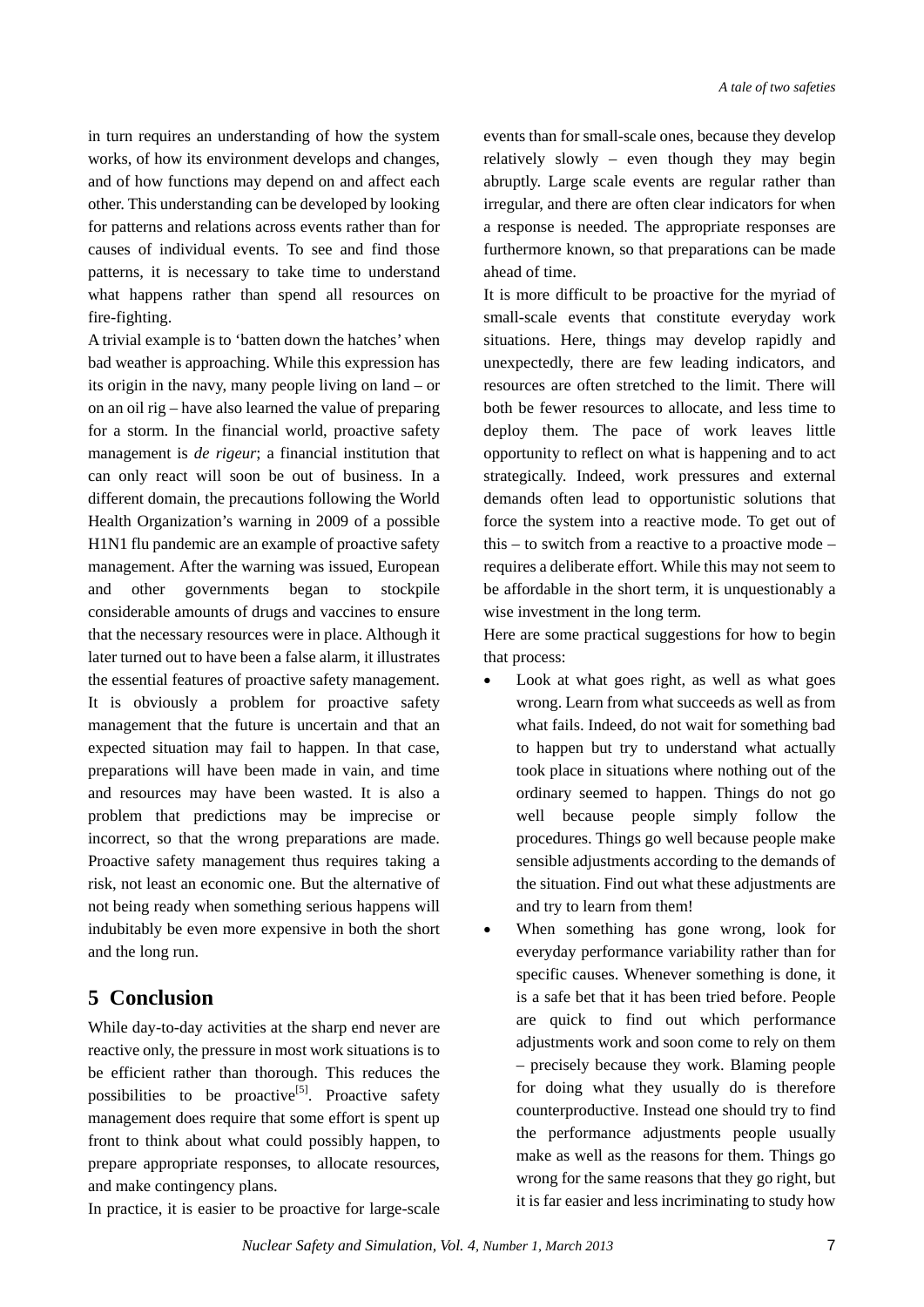in turn requires an understanding of how the system works, of how its environment develops and changes, and of how functions may depend on and affect each other. This understanding can be developed by looking for patterns and relations across events rather than for causes of individual events. To see and find those patterns, it is necessary to take time to understand what happens rather than spend all resources on fire-fighting.

A trivial example is to 'batten down the hatches' when bad weather is approaching. While this expression has its origin in the navy, many people living on land – or on an oil rig – have also learned the value of preparing for a storm. In the financial world, proactive safety management is *de rigeur*; a financial institution that can only react will soon be out of business. In a different domain, the precautions following the World Health Organization's warning in 2009 of a possible H1N1 flu pandemic are an example of proactive safety management. After the warning was issued, European and other governments began to stockpile considerable amounts of drugs and vaccines to ensure that the necessary resources were in place. Although it later turned out to have been a false alarm, it illustrates the essential features of proactive safety management. It is obviously a problem for proactive safety management that the future is uncertain and that an expected situation may fail to happen. In that case, preparations will have been made in vain, and time and resources may have been wasted. It is also a problem that predictions may be imprecise or incorrect, so that the wrong preparations are made. Proactive safety management thus requires taking a risk, not least an economic one. But the alternative of not being ready when something serious happens will indubitably be even more expensive in both the short and the long run.

## 5 Conclusion

While day-to-day activities at the sharp end never are reactive only, the pressure in most work situations is to be efficient rather than thorough. This reduces the possibilities to be proactive[5]. Proactive safety management does require that some effort is spent up front to think about what could possibly happen, to prepare appropriate responses, to allocate resources, and make contingency plans.

In practice, it is easier to be proactive for large-scale events than for small-scale ones, because they develop relatively slowly – even though they may begin abruptly. Large scale events are regular rather than irregular, and there are often clear indicators for when a response is needed. The appropriate responses are furthermore known, so that preparations can be made ahead of time.

It is more difficult to be proactive for the myriad of small-scale events that constitute everyday work situations. Here, things may develop rapidly and unexpectedly, there are few leading indicators, and resources are often stretched to the limit. There will both be fewer resources to allocate, and less time to deploy them. The pace of work leaves little opportunity to reflect on what is happening and to act strategically. Indeed, work pressures and external demands often lead to opportunistic solutions that force the system into a reactive mode. To get out of this – to switch from a reactive to a proactive mode – requires a deliberate effort. While this may not seem to be affordable in the short term, it is unquestionably a wise investment in the long term.

Here are some practical suggestions for how to begin that process:

- Look at what goes right, as well as what goes wrong. Learn from what succeeds as well as from what fails. Indeed, do not wait for something bad to happen but try to understand what actually took place in situations where nothing out of the ordinary seemed to happen. Things do not go well because people simply follow the procedures. Things go well because people make sensible adjustments according to the demands of the situation. Find out what these adjustments are and try to learn from them!
- When something has gone wrong, look for everyday performance variability rather than for specific causes. Whenever something is done, it is a safe bet that it has been tried before. People are quick to find out which performance adjustments work and soon come to rely on them – precisely because they work. Blaming people for doing what they usually do is therefore counterproductive. Instead one should try to find the performance adjustments people usually make as well as the reasons for them. Things go wrong for the same reasons that they go right, but it is far easier and less incriminating to study how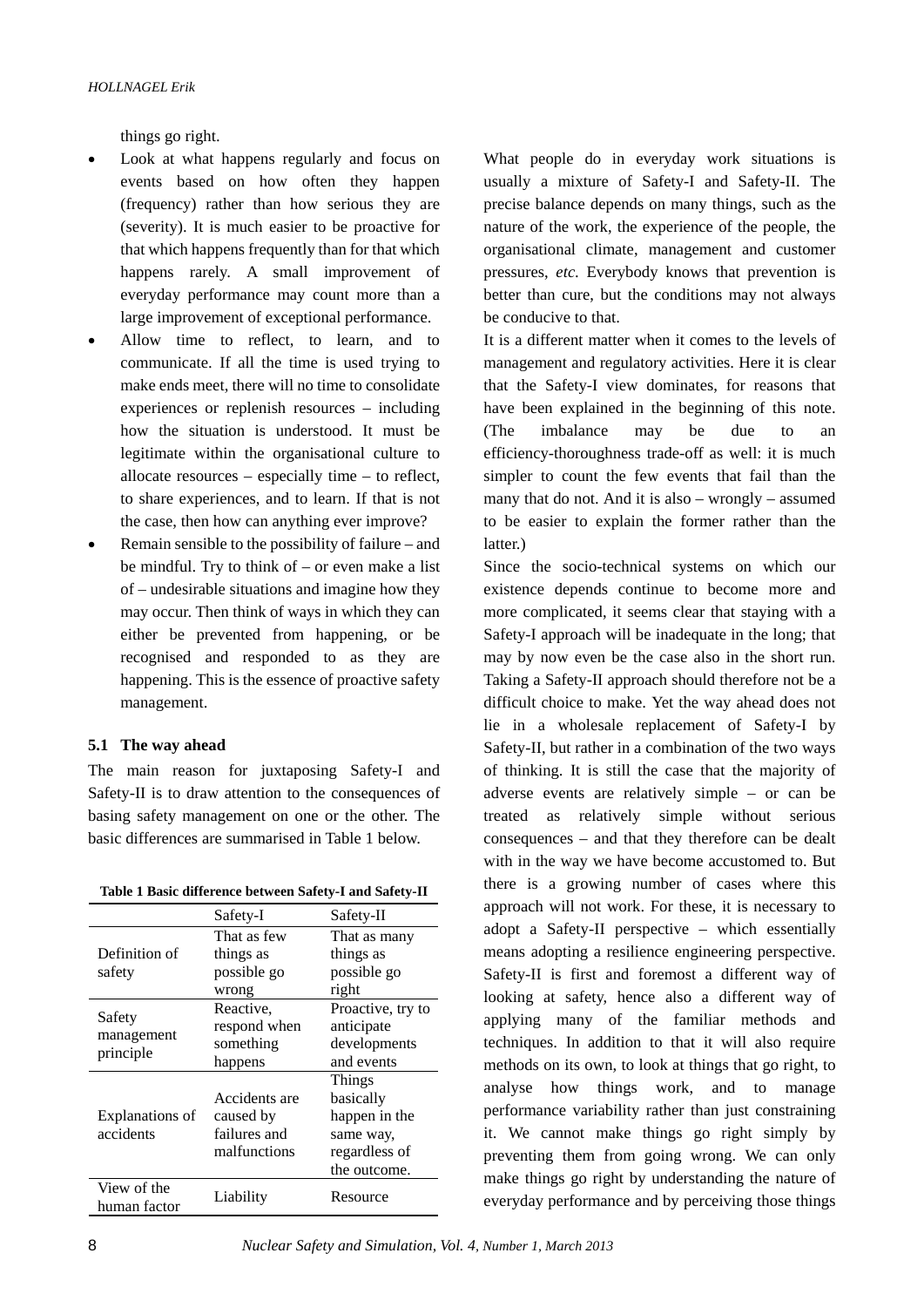things go right.

- Look at what happens regularly and focus on events based on how often they happen (frequency) rather than how serious they are (severity). It is much easier to be proactive for that which happens frequently than for that which happens rarely. A small improvement of everyday performance may count more than a large improvement of exceptional performance.
- Allow time to reflect, to learn, and to communicate. If all the time is used trying to make ends meet, there will no time to consolidate experiences or replenish resources – including how the situation is understood. It must be legitimate within the organisational culture to allocate resources – especially time – to reflect, to share experiences, and to learn. If that is not the case, then how can anything ever improve?
- Remain sensible to the possibility of failure – and be mindful. Try to think of – or even make a list of – undesirable situations and imagine how they may occur. Then think of ways in which they can either be prevented from happening, or be recognised and responded to as they are happening. This is the essence of proactive safety management.

### 5.1 The way ahead

The main reason for juxtaposing Safety-I and Safety-II is to draw attention to the consequences of basing safety management on one or the other. The basic differences are summarised in Table 1 below.

**Table 1 Basic difference between Safety-I and Safety-II**

| | Safety-I | Safety-II |
|---|---|---|
| Definition of safety | That as few things as possible go wrong | That as many things as possible go right |
| Safety management principle | Reactive, respond when something happens | Proactive, try to anticipate developments and events |
| Explanations of accidents | Accidents are caused by failures and malfunctions | Things basically happen in the same way, regardless of the outcome. |
| View of the human factor | Liability | Resource |

What people do in everyday work situations is usually a mixture of Safety-I and Safety-II. The precise balance depends on many things, such as the nature of the work, the experience of the people, the organisational climate, management and customer pressures, *etc.* Everybody knows that prevention is better than cure, but the conditions may not always be conducive to that.

It is a different matter when it comes to the levels of management and regulatory activities. Here it is clear that the Safety-I view dominates, for reasons that have been explained in the beginning of this note. (The imbalance may be due to an efficiency-thoroughness trade-off as well: it is much simpler to count the few events that fail than the many that do not. And it is also – wrongly – assumed to be easier to explain the former rather than the latter.)

Since the socio-technical systems on which our existence depends continue to become more and more complicated, it seems clear that staying with a Safety-I approach will be inadequate in the long; that may by now even be the case also in the short run. Taking a Safety-II approach should therefore not be a difficult choice to make. Yet the way ahead does not lie in a wholesale replacement of Safety-I by Safety-II, but rather in a combination of the two ways of thinking. It is still the case that the majority of adverse events are relatively simple – or can be treated as relatively simple without serious consequences – and that they therefore can be dealt with in the way we have become accustomed to. But there is a growing number of cases where this approach will not work. For these, it is necessary to adopt a Safety-II perspective – which essentially means adopting a resilience engineering perspective. Safety-II is first and foremost a different way of looking at safety, hence also a different way of applying many of the familiar methods and techniques. In addition to that it will also require methods on its own, to look at things that go right, to analyse how things work, and to manage performance variability rather than just constraining it. We cannot make things go right simply by preventing them from going wrong. We can only make things go right by understanding the nature of everyday performance and by perceiving those things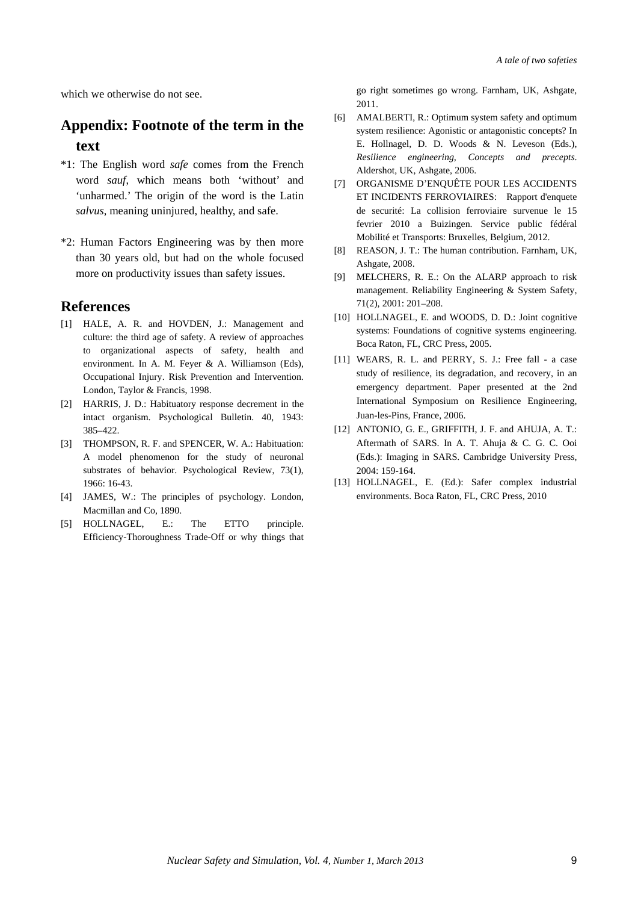which we otherwise do not see.

## Appendix: Footnote of the term in the text

*1: The English word *safe* comes from the French word *sauf*, which means both 'without' and 'unharmed.' The origin of the word is the Latin *salvus*, meaning uninjured, healthy, and safe.

*2: Human Factors Engineering was by then more than 30 years old, but had on the whole focused more on productivity issues than safety issues.

## References

[1] HALE, A. R. and HOVDEN, J.: Management and culture: the third age of safety. A review of approaches to organizational aspects of safety, health and environment. In A. M. Feyer & A. Williamson (Eds), Occupational Injury. Risk Prevention and Intervention. London, Taylor & Francis, 1998.

[2] HARRIS, J. D.: Habituatory response decrement in the intact organism. Psychological Bulletin. 40, 1943: 385–422.

[3] THOMPSON, R. F. and SPENCER, W. A.: Habituation: A model phenomenon for the study of neuronal substrates of behavior. Psychological Review, 73(1), 1966: 16-43.

[4] JAMES, W.: The principles of psychology. London, Macmillan and Co, 1890.

[5] HOLLNAGEL, E.: The ETTO principle. Efficiency-Thoroughness Trade-Off or why things that go right sometimes go wrong. Farnham, UK, Ashgate, 2011.

[6] AMALBERTI, R.: Optimum system safety and optimum system resilience: Agonistic or antagonistic concepts? In E. Hollnagel, D. D. Woods & N. Leveson (Eds.), *Resilience engineering, Concepts and precepts.* Aldershot, UK, Ashgate, 2006.

[7] ORGANISME D'ENQUÊTE POUR LES ACCIDENTS ET INCIDENTS FERROVIAIRES: Rapport d'enquete de securité: La collision ferroviaire survenue le 15 fevrier 2010 a Buizingen. Service public fédéral Mobilité et Transports: Bruxelles, Belgium, 2012.

[8] REASON, J. T.: The human contribution. Farnham, UK, Ashgate, 2008.

[9] MELCHERS, R. E.: On the ALARP approach to risk management. Reliability Engineering & System Safety, 71(2), 2001: 201–208.

[10] HOLLNAGEL, E. and WOODS, D. D.: Joint cognitive systems: Foundations of cognitive systems engineering. Boca Raton, FL, CRC Press, 2005.

[11] WEARS, R. L. and PERRY, S. J.: Free fall - a case study of resilience, its degradation, and recovery, in an emergency department. Paper presented at the 2nd International Symposium on Resilience Engineering, Juan-les-Pins, France, 2006.

[12] ANTONIO, G. E., GRIFFITH, J. F. and AHUJA, A. T.: Aftermath of SARS. In A. T. Ahuja & C. G. C. Ooi (Eds.): Imaging in SARS. Cambridge University Press, 2004: 159-164.

[13] HOLLNAGEL, E. (Ed.): Safer complex industrial environments. Boca Raton, FL, CRC Press, 2010